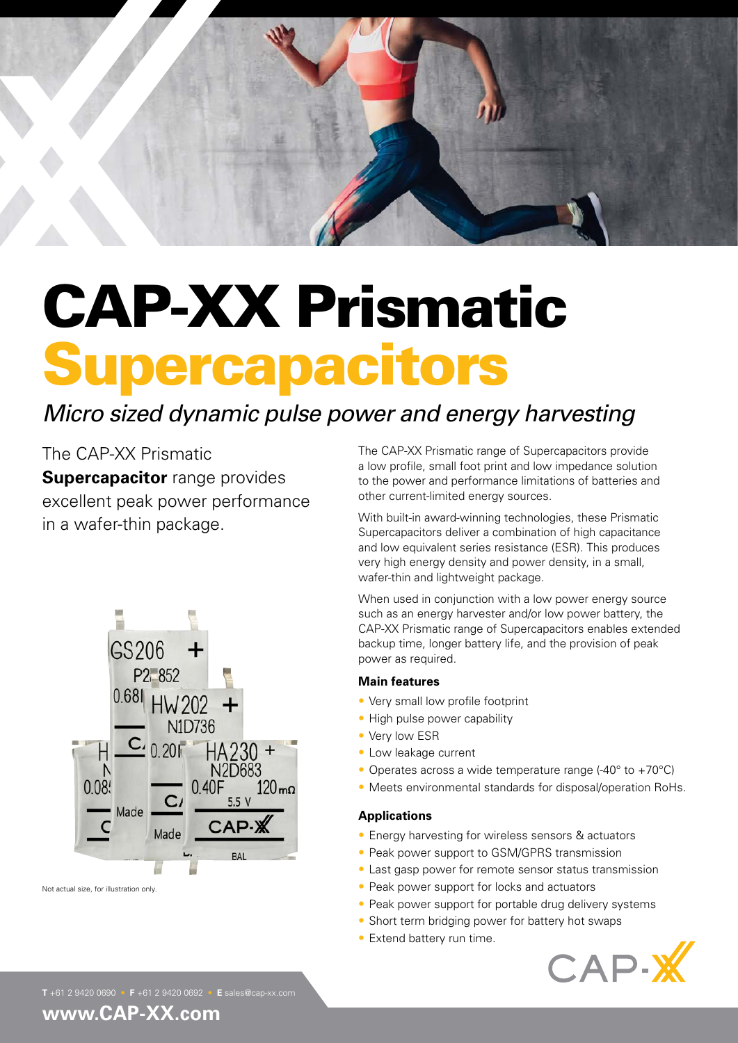# CAP-XX Prismatic Supercapacitors

*Micro sized dynamic pulse power and energy harvesting*

The CAP-XX Prismatic **Supercapacitor** range provides excellent peak power performance in a wafer-thin package.

Not actual size, for illustration only.

The CAP-XX Prismatic range of Supercapacitors provide a low profile, small foot print and low impedance solution to the power and performance limitations of batteries and other current-limited energy sources.

With built-in award-winning technologies, these Prismatic Supercapacitors deliver a combination of high capacitance and low equivalent series resistance (ESR). This produces very high energy density and power density, in a small, wafer-thin and lightweight package.

When used in conjunction with a low power energy source such as an energy harvester and/or low power battery, the CAP-XX Prismatic range of Supercapacitors enables extended backup time, longer battery life, and the provision of peak power as required.

### Main features

- Very small low profile footprint
- High pulse power capability
- Very low ESR
- Low leakage current
- Operates across a wide temperature range (-40° to +70°C)
- Meets environmental standards for disposal/operation RoHs.

### Applications

- Energy harvesting for wireless sensors & actuators
- Peak power support to GSM/GPRS transmission
- Last gasp power for remote sensor status transmission
- Peak power support for locks and actuators
- Peak power support for portable drug delivery systems
- Short term bridging power for battery hot swaps
- Extend battery run time.

**T** +61 2 9420 0690 • **F** +61 2 9420 0692 • **E** sales@cap-xx.com

**www.CAP-XX.com**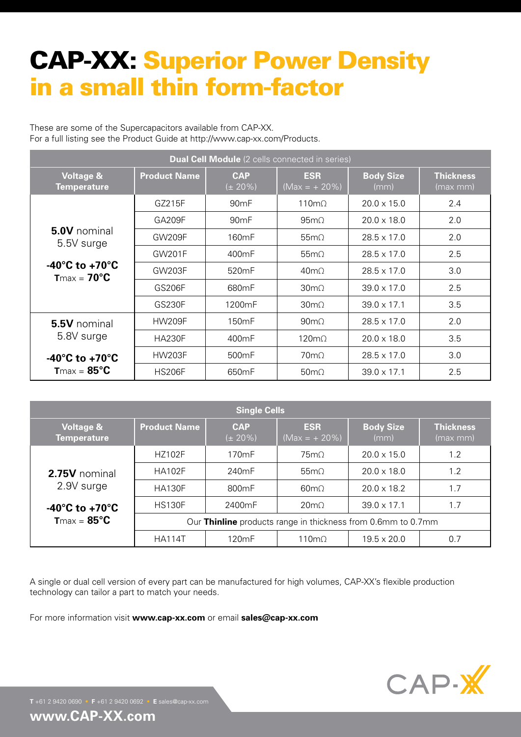# CAP-XX: Superior Power Density in a small thin form-factor

These are some of the Supercapacitors available from CAP-XX.
For a full listing see the Product Guide at http://www.cap-xx.com/Products.

**Dual Cell Module** (2 cells connected in series)

| Voltage & Temperature | Product Name | CAP (± 20%) | ESR (Max = + 20%) | Body Size (mm) | Thickness (max mm) |
|---|---|---|---|---|---|
| **5.0V** nominal 5.5V surge **-40°C to +70°C** Tmax = **70°C** | GZ215F | 90mF | 110mΩ | 20.0 x 15.0 | 2.4 |
| | GA209F | 90mF | 95mΩ | 20.0 x 18.0 | 2.0 |
| | GW209F | 160mF | 55mΩ | 28.5 x 17.0 | 2.0 |
| | GW201F | 400mF | 55mΩ | 28.5 x 17.0 | 2.5 |
| | GW203F | 520mF | 40mΩ | 28.5 x 17.0 | 3.0 |
| | GS206F | 680mF | 30mΩ | 39.0 x 17.0 | 2.5 |
| | GS230F | 1200mF | 30mΩ | 39.0 x 17.1 | 3.5 |
| **5.5V** nominal 5.8V surge **-40°C to +70°C** Tmax = **85°C** | HW209F | 150mF | 90mΩ | 28.5 x 17.0 | 2.0 |
| | HA230F | 400mF | 120mΩ | 20.0 x 18.0 | 3.5 |
| | HW203F | 500mF | 70mΩ | 28.5 x 17.0 | 3.0 |
| | HS206F | 650mF | 50mΩ | 39.0 x 17.1 | 2.5 |

**Single Cells**

| Voltage & Temperature | Product Name | CAP (± 20%) | ESR (Max = + 20%) | Body Size (mm) | Thickness (max mm) |
|---|---|---|---|---|---|
| **2.75V** nominal 2.9V surge **-40°C to +70°C** Tmax = **85°C** | HZ102F | 170mF | 75mΩ | 20.0 x 15.0 | 1.2 |
| | HA102F | 240mF | 55mΩ | 20.0 x 18.0 | 1.2 |
| | HA130F | 800mF | 60mΩ | 20.0 x 18.2 | 1.7 |
| | HS130F | 2400mF | 20mΩ | 39.0 x 17.1 | 1.7 |
| | Our **Thinline** products range in thickness from 0.6mm to 0.7mm | | | | |
| | HA114T | 120mF | 110mΩ | 19.5 x 20.0 | 0.7 |

A single or dual cell version of every part can be manufactured for high volumes, CAP-XX's flexible production technology can tailor a part to match your needs.

For more information visit **www.cap-xx.com** or email **sales@cap-xx.com**

CAP-XX

**T** +61 2 9420 0690 • **F** +61 2 9420 0692 • **E** sales@cap-xx.com

**www.CAP-XX.com**